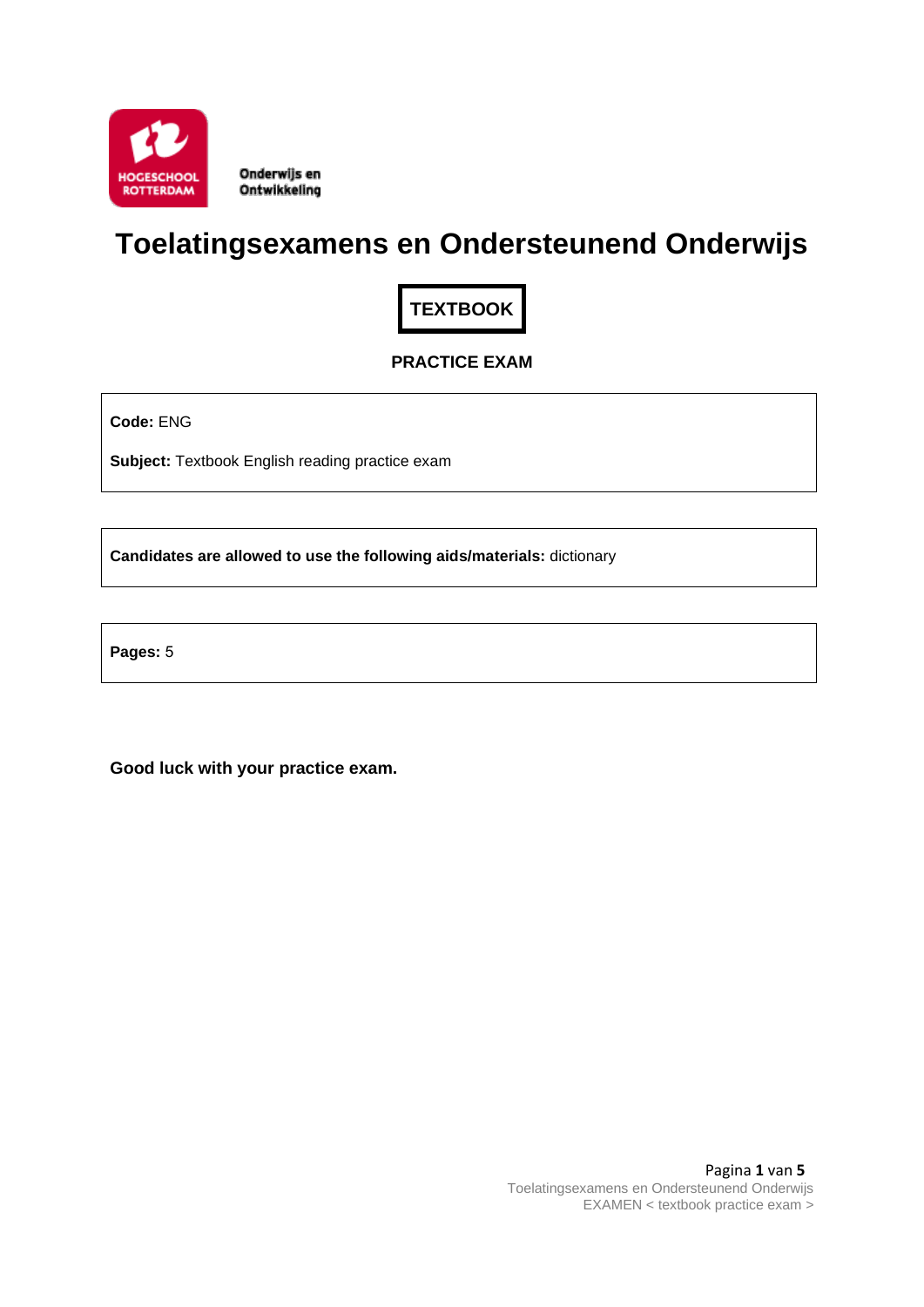HOGESCHOOL ROTTERDAM

Onderwijs en Ontwikkeling

# Toelatingsexamens en Ondersteunend Onderwijs

**TEXTBOOK**

**PRACTICE EXAM**

**Code:** ENG

**Subject:** Textbook English reading practice exam

**Candidates are allowed to use the following aids/materials:** dictionary

**Pages:** 5

**Good luck with your practice exam.**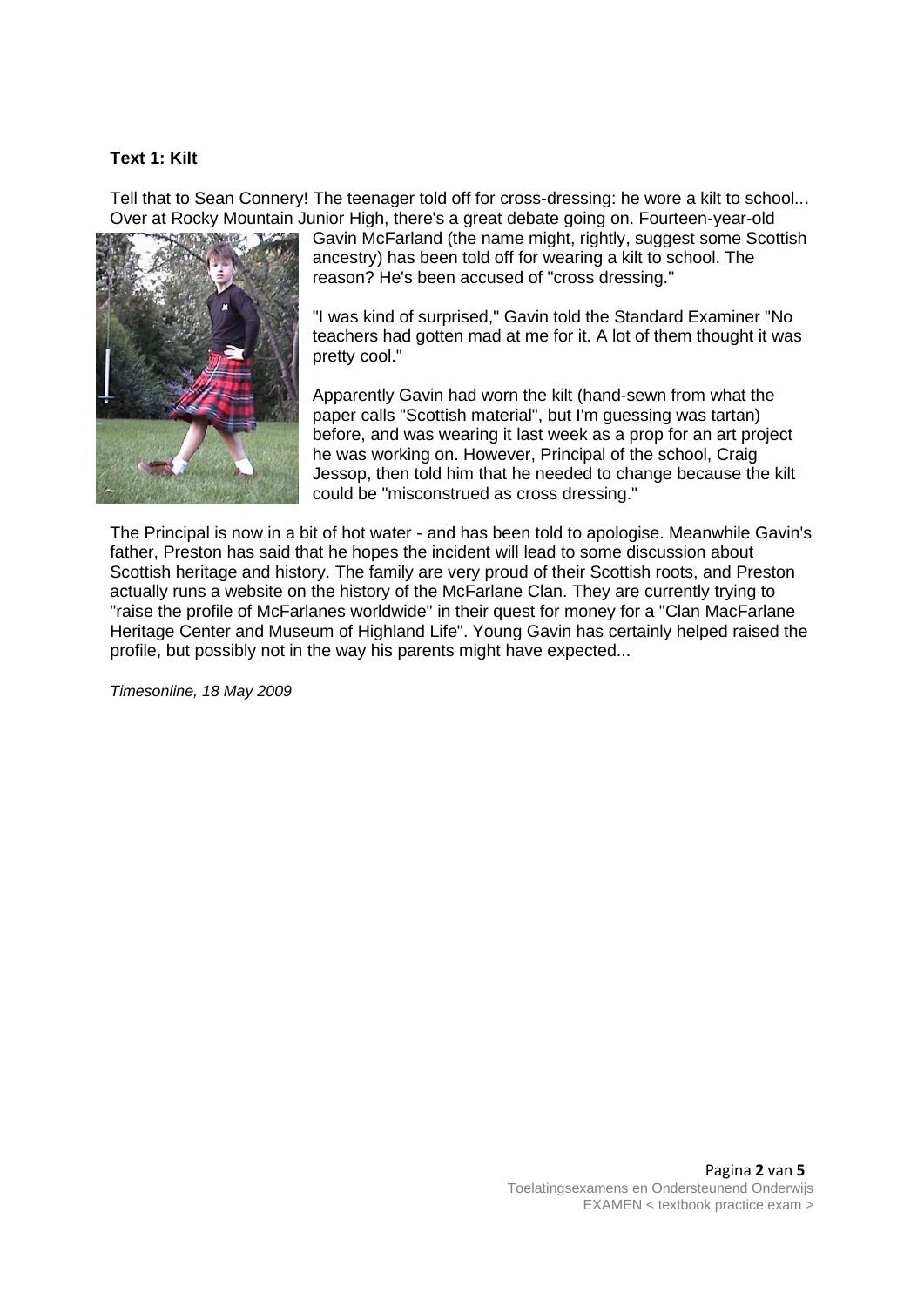**Text 1: Kilt**

Tell that to Sean Connery! The teenager told off for cross-dressing: he wore a kilt to school... Over at Rocky Mountain Junior High, there's a great debate going on. Fourteen-year-old Gavin McFarland (the name might, rightly, suggest some Scottish ancestry) has been told off for wearing a kilt to school. The reason? He's been accused of "cross dressing."

"I was kind of surprised," Gavin told the Standard Examiner "No teachers had gotten mad at me for it. A lot of them thought it was pretty cool."

Apparently Gavin had worn the kilt (hand-sewn from what the paper calls "Scottish material", but I'm guessing was tartan) before, and was wearing it last week as a prop for an art project he was working on. However, Principal of the school, Craig Jessop, then told him that he needed to change because the kilt could be "misconstrued as cross dressing."

The Principal is now in a bit of hot water - and has been told to apologise. Meanwhile Gavin's father, Preston has said that he hopes the incident will lead to some discussion about Scottish heritage and history. The family are very proud of their Scottish roots, and Preston actually runs a website on the history of the McFarlane Clan. They are currently trying to "raise the profile of McFarlanes worldwide" in their quest for money for a "Clan MacFarlane Heritage Center and Museum of Highland Life". Young Gavin has certainly helped raised the profile, but possibly not in the way his parents might have expected...

*Timesonline, 18 May 2009*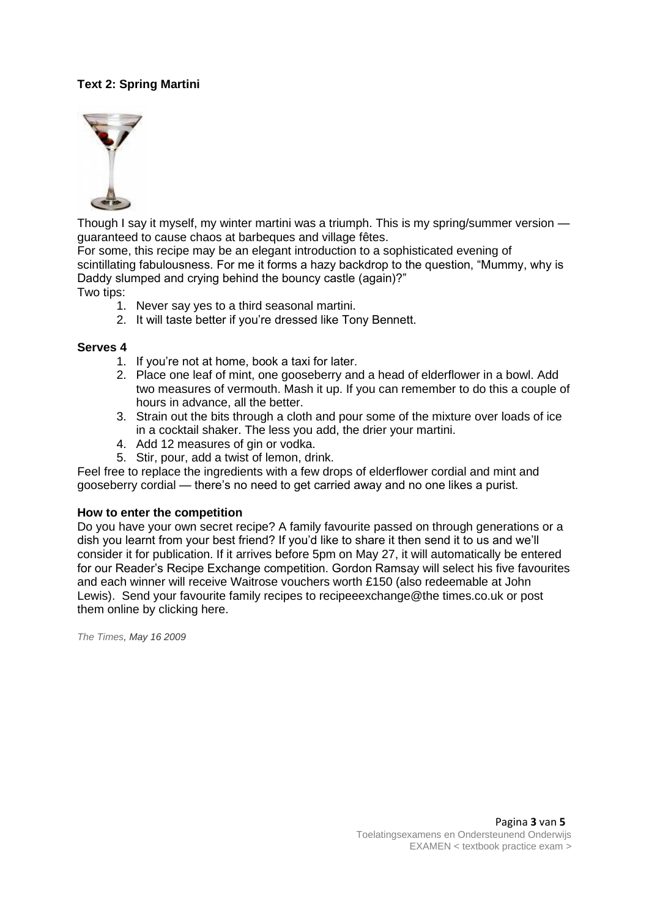**Text 2: Spring Martini**

Though I say it myself, my winter martini was a triumph. This is my spring/summer version — guaranteed to cause chaos at barbeques and village fêtes.

For some, this recipe may be an elegant introduction to a sophisticated evening of scintillating fabulousness. For me it forms a hazy backdrop to the question, "Mummy, why is Daddy slumped and crying behind the bouncy castle (again)?"

Two tips:

1. Never say yes to a third seasonal martini.
2. It will taste better if you're dressed like Tony Bennett.

**Serves 4**

1. If you're not at home, book a taxi for later.
2. Place one leaf of mint, one gooseberry and a head of elderflower in a bowl. Add two measures of vermouth. Mash it up. If you can remember to do this a couple of hours in advance, all the better.
3. Strain out the bits through a cloth and pour some of the mixture over loads of ice in a cocktail shaker. The less you add, the drier your martini.
4. Add 12 measures of gin or vodka.
5. Stir, pour, add a twist of lemon, drink.

Feel free to replace the ingredients with a few drops of elderflower cordial and mint and gooseberry cordial — there's no need to get carried away and no one likes a purist.

**How to enter the competition**

Do you have your own secret recipe? A family favourite passed on through generations or a dish you learnt from your best friend? If you'd like to share it then send it to us and we'll consider it for publication. If it arrives before 5pm on May 27, it will automatically be entered for our Reader's Recipe Exchange competition. Gordon Ramsay will select his five favourites and each winner will receive Waitrose vouchers worth £150 (also redeemable at John Lewis). Send your favourite family recipes to recipeeexchange@the times.co.uk or post them online by clicking here.

*The Times, May 16 2009*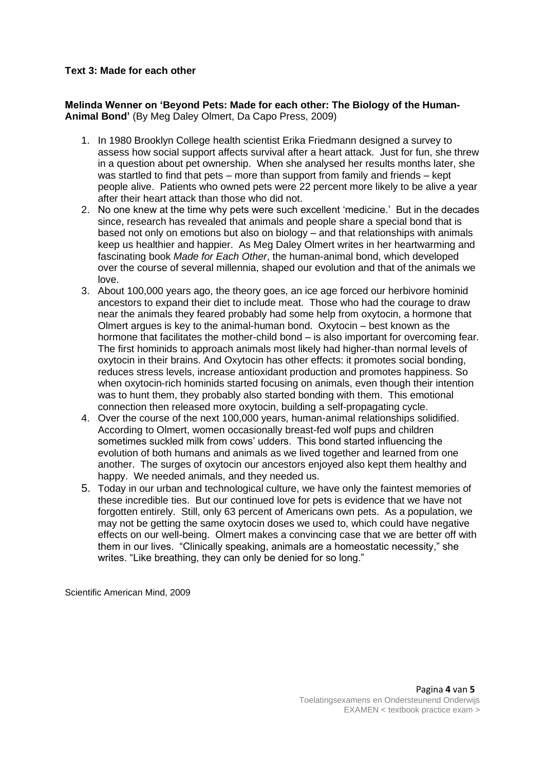**Text 3: Made for each other**

**Melinda Wenner on 'Beyond Pets: Made for each other: The Biology of the Human-Animal Bond'** (By Meg Daley Olmert, Da Capo Press, 2009)

1. In 1980 Brooklyn College health scientist Erika Friedmann designed a survey to assess how social support affects survival after a heart attack. Just for fun, she threw in a question about pet ownership. When she analysed her results months later, she was startled to find that pets – more than support from family and friends – kept people alive. Patients who owned pets were 22 percent more likely to be alive a year after their heart attack than those who did not.
2. No one knew at the time why pets were such excellent 'medicine.' But in the decades since, research has revealed that animals and people share a special bond that is based not only on emotions but also on biology – and that relationships with animals keep us healthier and happier. As Meg Daley Olmert writes in her heartwarming and fascinating book *Made for Each Other*, the human-animal bond, which developed over the course of several millennia, shaped our evolution and that of the animals we love.
3. About 100,000 years ago, the theory goes, an ice age forced our herbivore hominid ancestors to expand their diet to include meat. Those who had the courage to draw near the animals they feared probably had some help from oxytocin, a hormone that Olmert argues is key to the animal-human bond. Oxytocin – best known as the hormone that facilitates the mother-child bond – is also important for overcoming fear. The first hominids to approach animals most likely had higher-than normal levels of oxytocin in their brains. And Oxytocin has other effects: it promotes social bonding, reduces stress levels, increase antioxidant production and promotes happiness. So when oxytocin-rich hominids started focusing on animals, even though their intention was to hunt them, they probably also started bonding with them. This emotional connection then released more oxytocin, building a self-propagating cycle.
4. Over the course of the next 100,000 years, human-animal relationships solidified. According to Olmert, women occasionally breast-fed wolf pups and children sometimes suckled milk from cows' udders. This bond started influencing the evolution of both humans and animals as we lived together and learned from one another. The surges of oxytocin our ancestors enjoyed also kept them healthy and happy. We needed animals, and they needed us.
5. Today in our urban and technological culture, we have only the faintest memories of these incredible ties. But our continued love for pets is evidence that we have not forgotten entirely. Still, only 63 percent of Americans own pets. As a population, we may not be getting the same oxytocin doses we used to, which could have negative effects on our well-being. Olmert makes a convincing case that we are better off with them in our lives. "Clinically speaking, animals are a homeostatic necessity," she writes. "Like breathing, they can only be denied for so long."

Scientific American Mind, 2009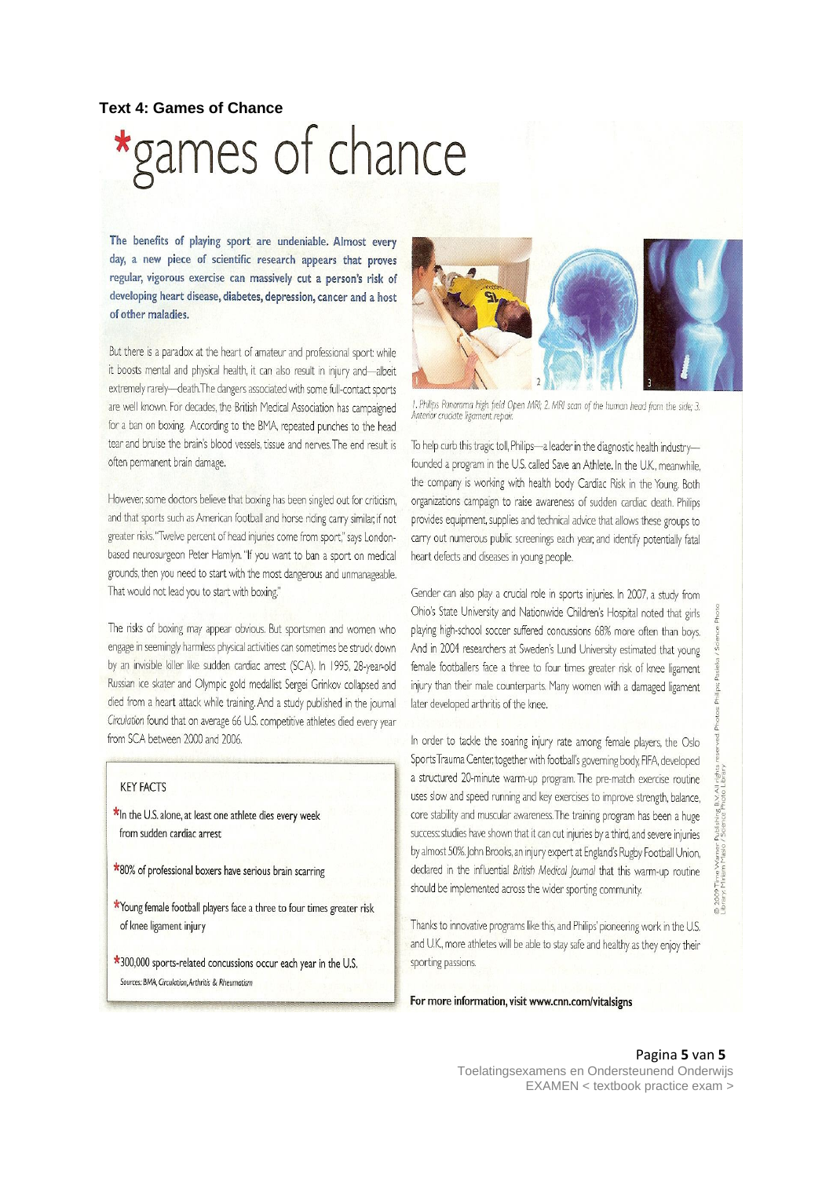**Text 4: Games of Chance**

# *games of chance

**The benefits of playing sport are undeniable. Almost every day, a new piece of scientific research appears that proves regular, vigorous exercise can massively cut a person's risk of developing heart disease, diabetes, depression, cancer and a host of other maladies.**

But there is a paradox at the heart of amateur and professional sport: while it boosts mental and physical health, it can also result in injury and—albeit extremely rarely—death. The dangers associated with some full-contact sports are well known. For decades, the British Medical Association has campaigned for a ban on boxing. According to the BMA, repeated punches to the head tear and bruise the brain's blood vessels, tissue and nerves. The end result is often permanent brain damage.

However, some doctors believe that boxing has been singled out for criticism, and that sports such as American football and horse riding carry similar, if not greater risks. "Twelve percent of head injuries come from sport," says London-based neurosurgeon Peter Hamlyn. "If you want to ban a sport on medical grounds, then you need to start with the most dangerous and unmanageable. That would not lead you to start with boxing."

The risks of boxing may appear obvious. But sportsmen and women who engage in seemingly harmless physical activities can sometimes be struck down by an invisible killer like sudden cardiac arrest (SCA). In 1995, 28-year-old Russian ice skater and Olympic gold medallist Sergei Grinkov collapsed and died from a heart attack while training. And a study published in the journal *Circulation* found that on average 66 U.S. competitive athletes died every year from SCA between 2000 and 2006.

**KEY FACTS**

- *In the U.S. alone, at least one athlete dies every week from sudden cardiac arrest
- *80% of professional boxers have serious brain scarring
- *Young female football players face a three to four times greater risk of knee ligament injury
- *300,000 sports-related concussions occur each year in the U.S.

Sources: BMA, Circulation, Arthritis & Rheumatism

*1. Philips Panorama high field Open MRI; 2. MRI scan of the human head from the side; 3. Anterior cruciate ligament repair.*

To help curb this tragic toll, Philips—a leader in the diagnostic health industry—founded a program in the U.S. called Save an Athlete. In the U.K., meanwhile, the company is working with health body Cardiac Risk in the Young. Both organizations campaign to raise awareness of sudden cardiac death. Philips provides equipment, supplies and technical advice that allows these groups to carry out numerous public screenings each year, and identify potentially fatal heart defects and diseases in young people.

Gender can also play a crucial role in sports injuries. In 2007, a study from Ohio's State University and Nationwide Children's Hospital noted that girls playing high-school soccer suffered concussions 68% more often than boys. And in 2004 researchers at Sweden's Lund University estimated that young female footballers face a three to four times greater risk of knee ligament injury than their male counterparts. Many women with a damaged ligament later developed arthritis of the knee.

In order to tackle the soaring injury rate among female players, the Oslo Sports Trauma Center, together with football's governing body, FIFA, developed a structured 20-minute warm-up program. The pre-match exercise routine uses slow and speed running and key exercises to improve strength, balance, core stability and muscular awareness. The training program has been a huge success: studies have shown that it can cut injuries by a third, and severe injuries by almost 50%. John Brooks, an injury expert at England's Rugby Football Union, declared in the influential *British Medical Journal* that this warm-up routine should be implemented across the wider sporting community.

Thanks to innovative programs like this, and Philips' pioneering work in the U.S. and U.K., more athletes will be able to stay safe and healthy as they enjoy their sporting passions.

**For more information, visit www.cnn.com/vitalsigns**

© 2009 Time Warner Publishing B.V. All rights reserved. Photos: Philips; Pasieka / Science Photo Library; Miriam Maslo / Science Photo Library